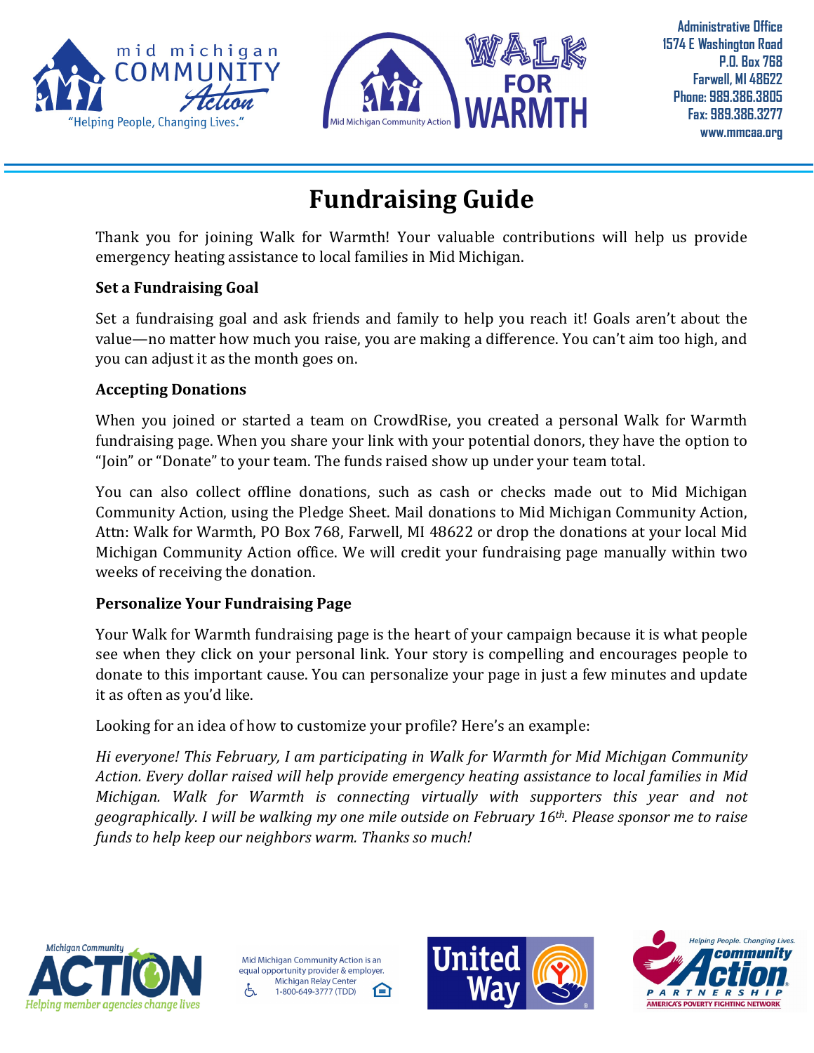Administrative Office
1574 E Washington Road
P.O. Box 768
Farwell, MI 48622
Phone: 989.386.3805
Fax: 989.386.3277
www.mmcaa.org

# Fundraising Guide

Thank you for joining Walk for Warmth! Your valuable contributions will help us provide emergency heating assistance to local families in Mid Michigan.

**Set a Fundraising Goal**

Set a fundraising goal and ask friends and family to help you reach it! Goals aren't about the value—no matter how much you raise, you are making a difference. You can't aim too high, and you can adjust it as the month goes on.

**Accepting Donations**

When you joined or started a team on CrowdRise, you created a personal Walk for Warmth fundraising page. When you share your link with your potential donors, they have the option to "Join" or "Donate" to your team. The funds raised show up under your team total.

You can also collect offline donations, such as cash or checks made out to Mid Michigan Community Action, using the Pledge Sheet. Mail donations to Mid Michigan Community Action, Attn: Walk for Warmth, PO Box 768, Farwell, MI 48622 or drop the donations at your local Mid Michigan Community Action office. We will credit your fundraising page manually within two weeks of receiving the donation.

**Personalize Your Fundraising Page**

Your Walk for Warmth fundraising page is the heart of your campaign because it is what people see when they click on your personal link. Your story is compelling and encourages people to donate to this important cause. You can personalize your page in just a few minutes and update it as often as you'd like.

Looking for an idea of how to customize your profile? Here's an example:

*Hi everyone! This February, I am participating in Walk for Warmth for Mid Michigan Community Action. Every dollar raised will help provide emergency heating assistance to local families in Mid Michigan. Walk for Warmth is connecting virtually with supporters this year and not geographically. I will be walking my one mile outside on February 16th. Please sponsor me to raise funds to help keep our neighbors warm. Thanks so much!*

Mid Michigan Community Action is an equal opportunity provider & employer.
Michigan Relay Center
1-800-649-3777 (TDD)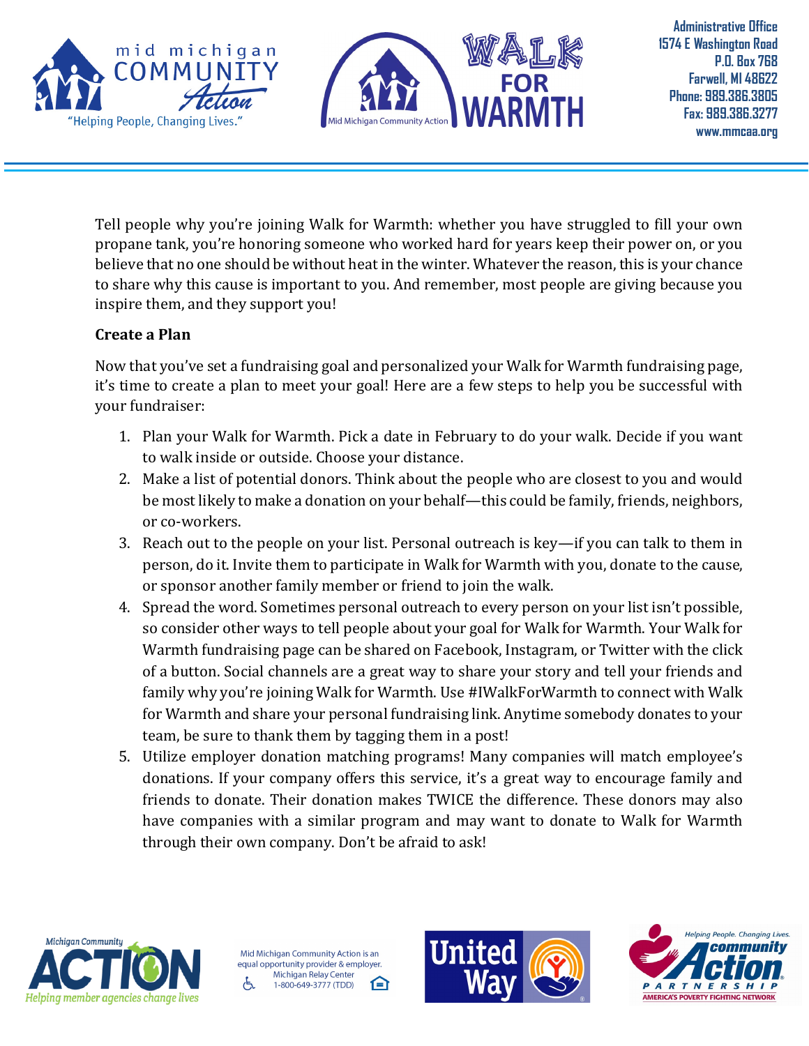Tell people why you're joining Walk for Warmth: whether you have struggled to fill your own propane tank, you're honoring someone who worked hard for years keep their power on, or you believe that no one should be without heat in the winter. Whatever the reason, this is your chance to share why this cause is important to you. And remember, most people are giving because you inspire them, and they support you!

**Create a Plan**

Now that you've set a fundraising goal and personalized your Walk for Warmth fundraising page, it's time to create a plan to meet your goal! Here are a few steps to help you be successful with your fundraiser:

1. Plan your Walk for Warmth. Pick a date in February to do your walk. Decide if you want to walk inside or outside. Choose your distance.
2. Make a list of potential donors. Think about the people who are closest to you and would be most likely to make a donation on your behalf—this could be family, friends, neighbors, or co-workers.
3. Reach out to the people on your list. Personal outreach is key—if you can talk to them in person, do it. Invite them to participate in Walk for Warmth with you, donate to the cause, or sponsor another family member or friend to join the walk.
4. Spread the word. Sometimes personal outreach to every person on your list isn't possible, so consider other ways to tell people about your goal for Walk for Warmth. Your Walk for Warmth fundraising page can be shared on Facebook, Instagram, or Twitter with the click of a button. Social channels are a great way to share your story and tell your friends and family why you're joining Walk for Warmth. Use #IWalkForWarmth to connect with Walk for Warmth and share your personal fundraising link. Anytime somebody donates to your team, be sure to thank them by tagging them in a post!
5. Utilize employer donation matching programs! Many companies will match employee's donations. If your company offers this service, it's a great way to encourage family and friends to donate. Their donation makes TWICE the difference. These donors may also have companies with a similar program and may want to donate to Walk for Warmth through their own company. Don't be afraid to ask!

Mid Michigan Community Action is an equal opportunity provider & employer.
Michigan Relay Center
1-800-649-3777 (TDD)